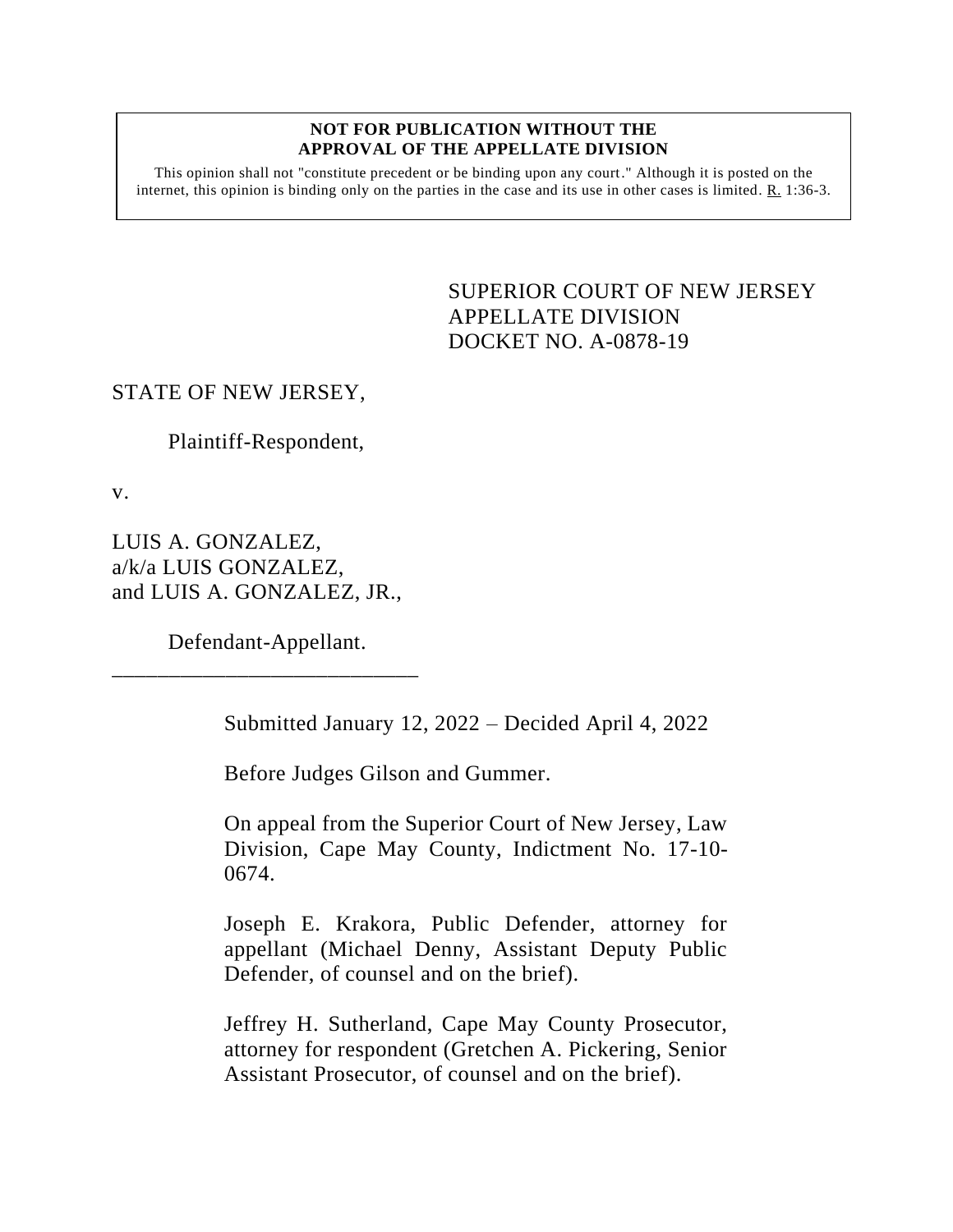**NOT FOR PUBLICATION WITHOUT THE APPROVAL OF THE APPELLATE DIVISION**

This opinion shall not "constitute precedent or be binding upon any court." Although it is posted on the internet, this opinion is binding only on the parties in the case and its use in other cases is limited. R. 1:36-3.

SUPERIOR COURT OF NEW JERSEY
APPELLATE DIVISION
DOCKET NO. A-0878-19

STATE OF NEW JERSEY,

Plaintiff-Respondent,

v.

LUIS A. GONZALEZ,
a/k/a LUIS GONZALEZ,
and LUIS A. GONZALEZ, JR.,

Defendant-Appellant.

\_\_\_\_\_\_\_\_\_\_\_\_\_\_\_\_\_\_\_\_\_\_\_\_\_\_\_\_

Submitted January 12, 2022 – Decided April 4, 2022

Before Judges Gilson and Gummer.

On appeal from the Superior Court of New Jersey, Law Division, Cape May County, Indictment No. 17-10-0674.

Joseph E. Krakora, Public Defender, attorney for appellant (Michael Denny, Assistant Deputy Public Defender, of counsel and on the brief).

Jeffrey H. Sutherland, Cape May County Prosecutor, attorney for respondent (Gretchen A. Pickering, Senior Assistant Prosecutor, of counsel and on the brief).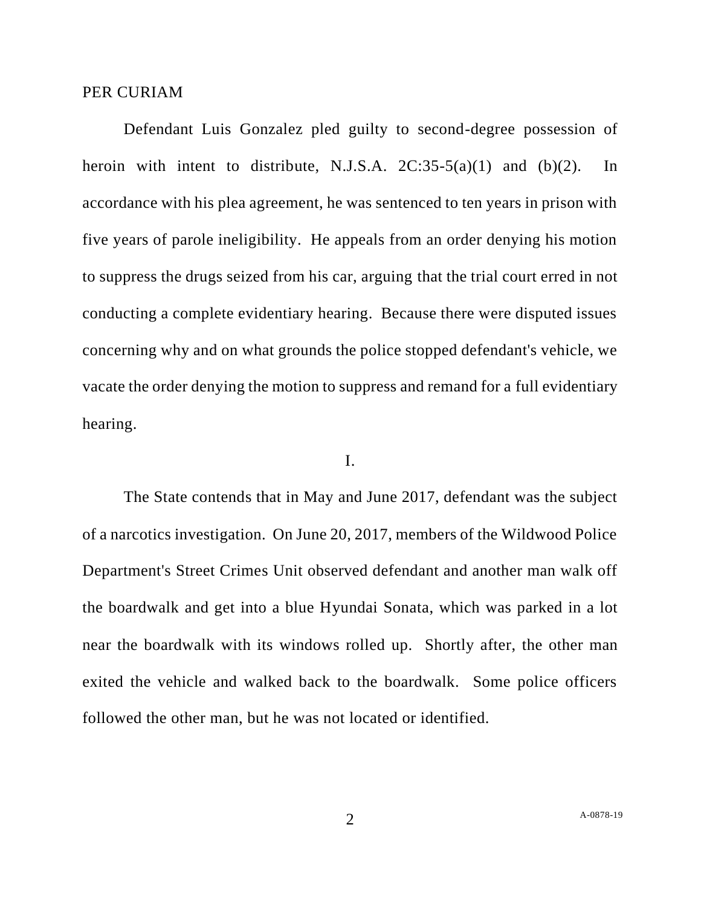PER CURIAM

Defendant Luis Gonzalez pled guilty to second-degree possession of heroin with intent to distribute, N.J.S.A. 2C:35-5(a)(1) and (b)(2). In accordance with his plea agreement, he was sentenced to ten years in prison with five years of parole ineligibility. He appeals from an order denying his motion to suppress the drugs seized from his car, arguing that the trial court erred in not conducting a complete evidentiary hearing. Because there were disputed issues concerning why and on what grounds the police stopped defendant's vehicle, we vacate the order denying the motion to suppress and remand for a full evidentiary hearing.

I.

The State contends that in May and June 2017, defendant was the subject of a narcotics investigation. On June 20, 2017, members of the Wildwood Police Department's Street Crimes Unit observed defendant and another man walk off the boardwalk and get into a blue Hyundai Sonata, which was parked in a lot near the boardwalk with its windows rolled up. Shortly after, the other man exited the vehicle and walked back to the boardwalk. Some police officers followed the other man, but he was not located or identified.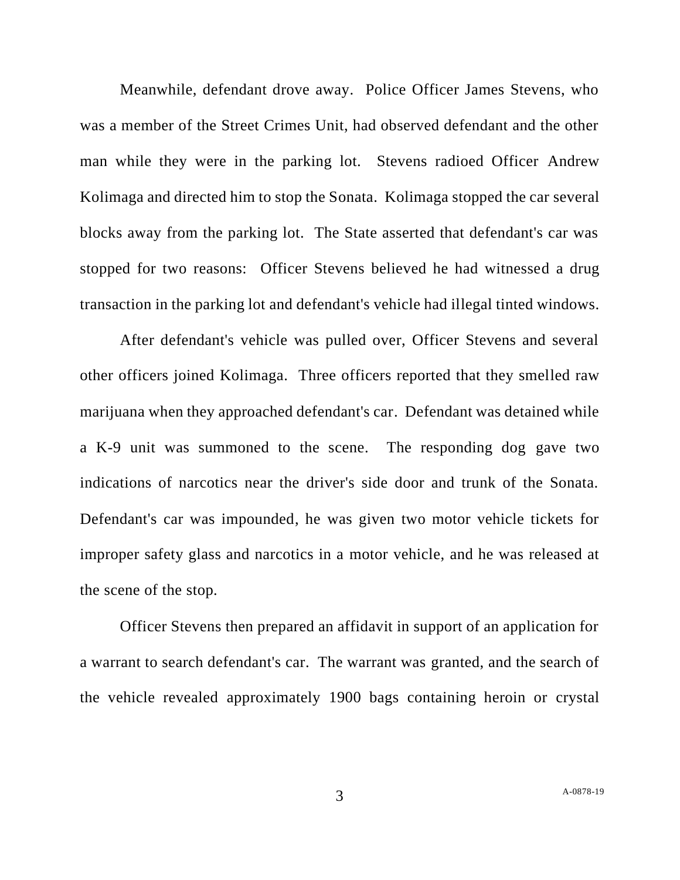Meanwhile, defendant drove away. Police Officer James Stevens, who was a member of the Street Crimes Unit, had observed defendant and the other man while they were in the parking lot. Stevens radioed Officer Andrew Kolimaga and directed him to stop the Sonata. Kolimaga stopped the car several blocks away from the parking lot. The State asserted that defendant's car was stopped for two reasons: Officer Stevens believed he had witnessed a drug transaction in the parking lot and defendant's vehicle had illegal tinted windows.

After defendant's vehicle was pulled over, Officer Stevens and several other officers joined Kolimaga. Three officers reported that they smelled raw marijuana when they approached defendant's car. Defendant was detained while a K-9 unit was summoned to the scene. The responding dog gave two indications of narcotics near the driver's side door and trunk of the Sonata. Defendant's car was impounded, he was given two motor vehicle tickets for improper safety glass and narcotics in a motor vehicle, and he was released at the scene of the stop.

Officer Stevens then prepared an affidavit in support of an application for a warrant to search defendant's car. The warrant was granted, and the search of the vehicle revealed approximately 1900 bags containing heroin or crystal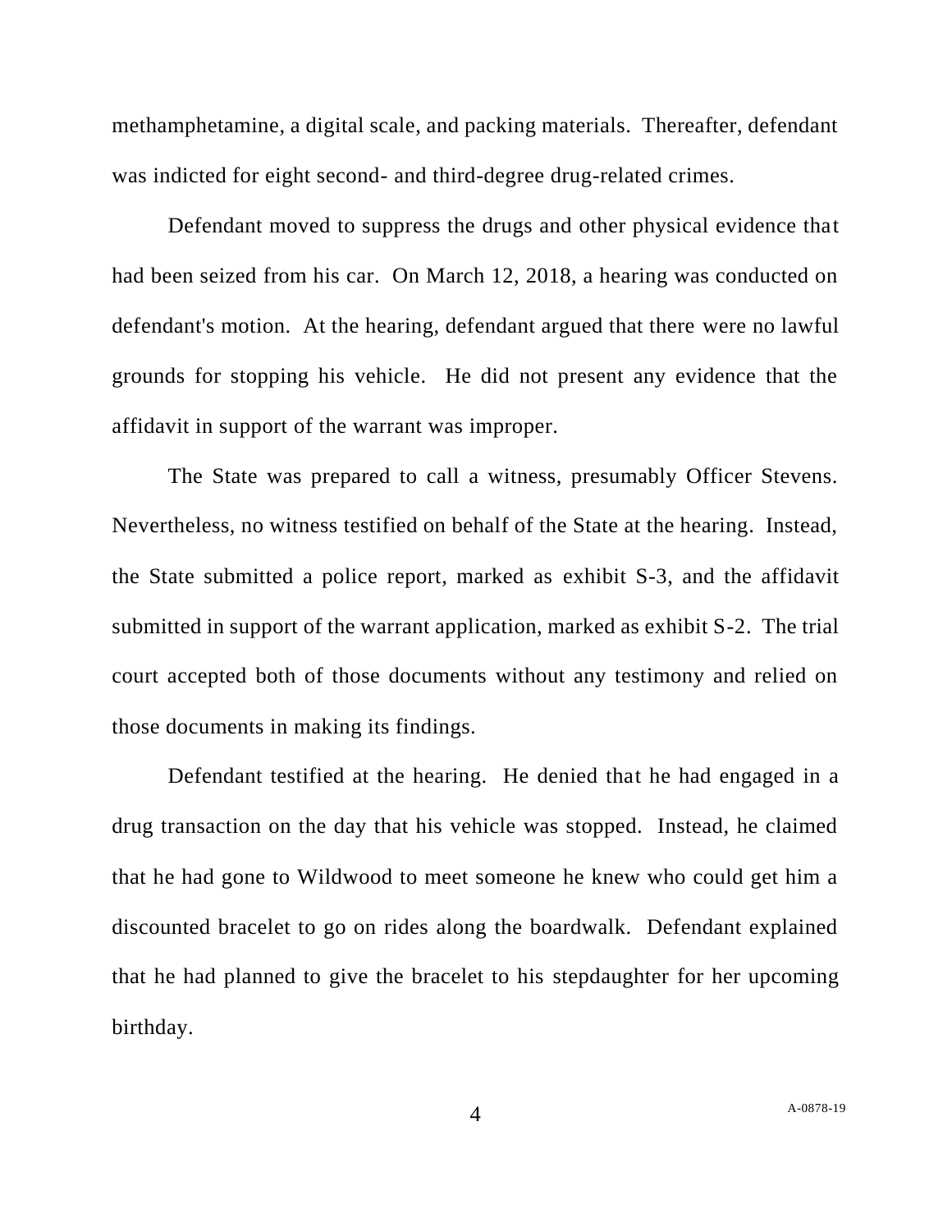methamphetamine, a digital scale, and packing materials. Thereafter, defendant was indicted for eight second- and third-degree drug-related crimes.

Defendant moved to suppress the drugs and other physical evidence that had been seized from his car. On March 12, 2018, a hearing was conducted on defendant's motion. At the hearing, defendant argued that there were no lawful grounds for stopping his vehicle. He did not present any evidence that the affidavit in support of the warrant was improper.

The State was prepared to call a witness, presumably Officer Stevens. Nevertheless, no witness testified on behalf of the State at the hearing. Instead, the State submitted a police report, marked as exhibit S-3, and the affidavit submitted in support of the warrant application, marked as exhibit S-2. The trial court accepted both of those documents without any testimony and relied on those documents in making its findings.

Defendant testified at the hearing. He denied that he had engaged in a drug transaction on the day that his vehicle was stopped. Instead, he claimed that he had gone to Wildwood to meet someone he knew who could get him a discounted bracelet to go on rides along the boardwalk. Defendant explained that he had planned to give the bracelet to his stepdaughter for her upcoming birthday.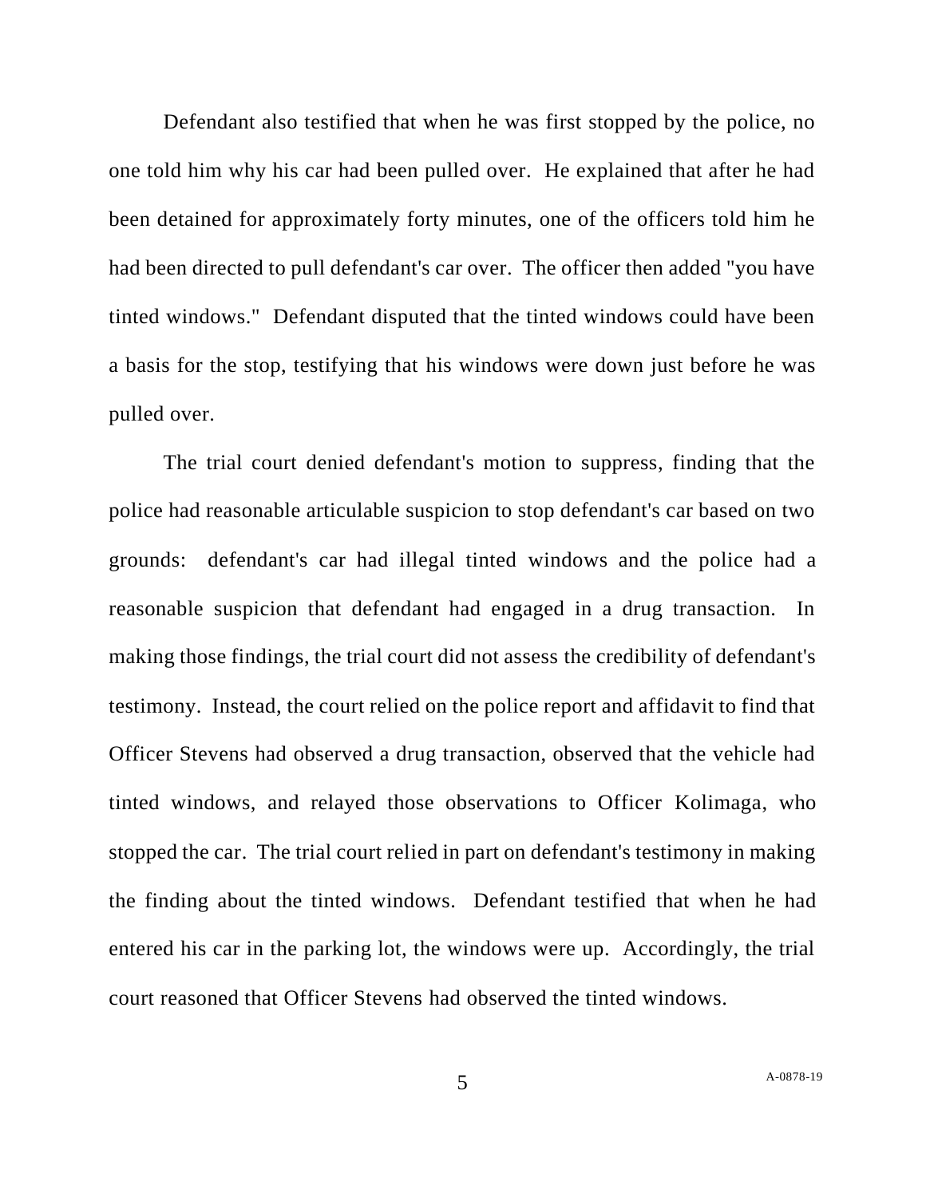Defendant also testified that when he was first stopped by the police, no one told him why his car had been pulled over. He explained that after he had been detained for approximately forty minutes, one of the officers told him he had been directed to pull defendant's car over. The officer then added "you have tinted windows." Defendant disputed that the tinted windows could have been a basis for the stop, testifying that his windows were down just before he was pulled over.

The trial court denied defendant's motion to suppress, finding that the police had reasonable articulable suspicion to stop defendant's car based on two grounds: defendant's car had illegal tinted windows and the police had a reasonable suspicion that defendant had engaged in a drug transaction. In making those findings, the trial court did not assess the credibility of defendant's testimony. Instead, the court relied on the police report and affidavit to find that Officer Stevens had observed a drug transaction, observed that the vehicle had tinted windows, and relayed those observations to Officer Kolimaga, who stopped the car. The trial court relied in part on defendant's testimony in making the finding about the tinted windows. Defendant testified that when he had entered his car in the parking lot, the windows were up. Accordingly, the trial court reasoned that Officer Stevens had observed the tinted windows.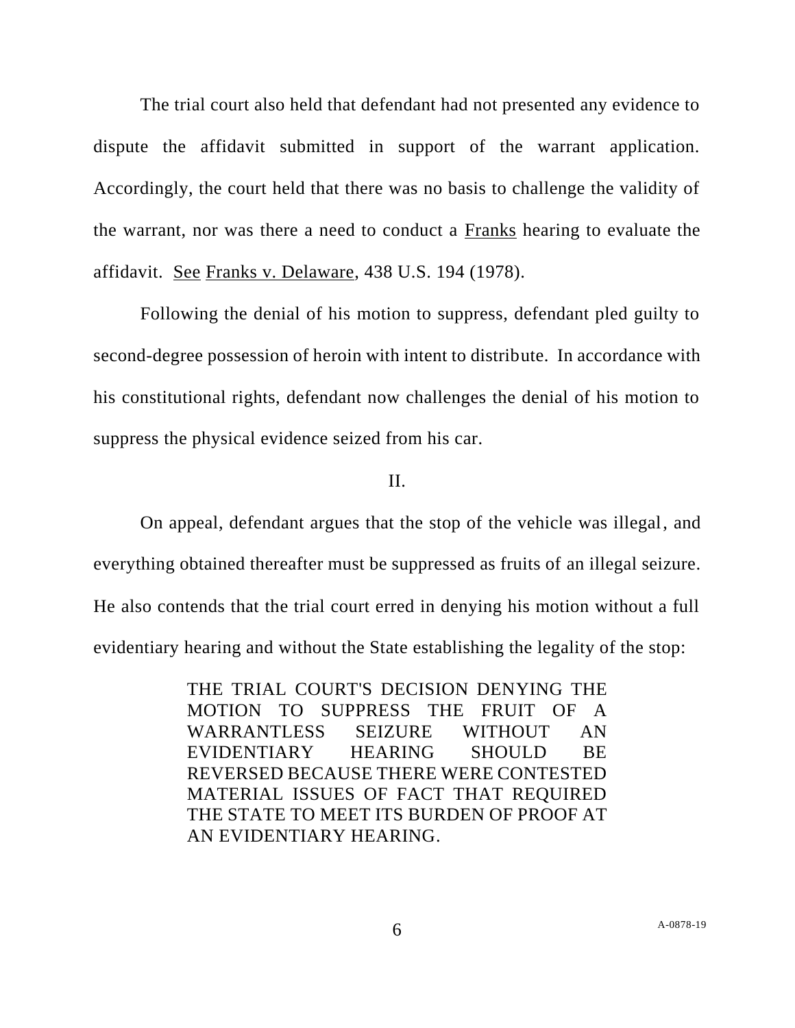The trial court also held that defendant had not presented any evidence to dispute the affidavit submitted in support of the warrant application. Accordingly, the court held that there was no basis to challenge the validity of the warrant, nor was there a need to conduct a Franks hearing to evaluate the affidavit. See Franks v. Delaware, 438 U.S. 194 (1978).

Following the denial of his motion to suppress, defendant pled guilty to second-degree possession of heroin with intent to distribute. In accordance with his constitutional rights, defendant now challenges the denial of his motion to suppress the physical evidence seized from his car.

II.

On appeal, defendant argues that the stop of the vehicle was illegal, and everything obtained thereafter must be suppressed as fruits of an illegal seizure. He also contends that the trial court erred in denying his motion without a full evidentiary hearing and without the State establishing the legality of the stop:

> THE TRIAL COURT'S DECISION DENYING THE MOTION TO SUPPRESS THE FRUIT OF A WARRANTLESS SEIZURE WITHOUT AN EVIDENTIARY HEARING SHOULD BE REVERSED BECAUSE THERE WERE CONTESTED MATERIAL ISSUES OF FACT THAT REQUIRED THE STATE TO MEET ITS BURDEN OF PROOF AT AN EVIDENTIARY HEARING.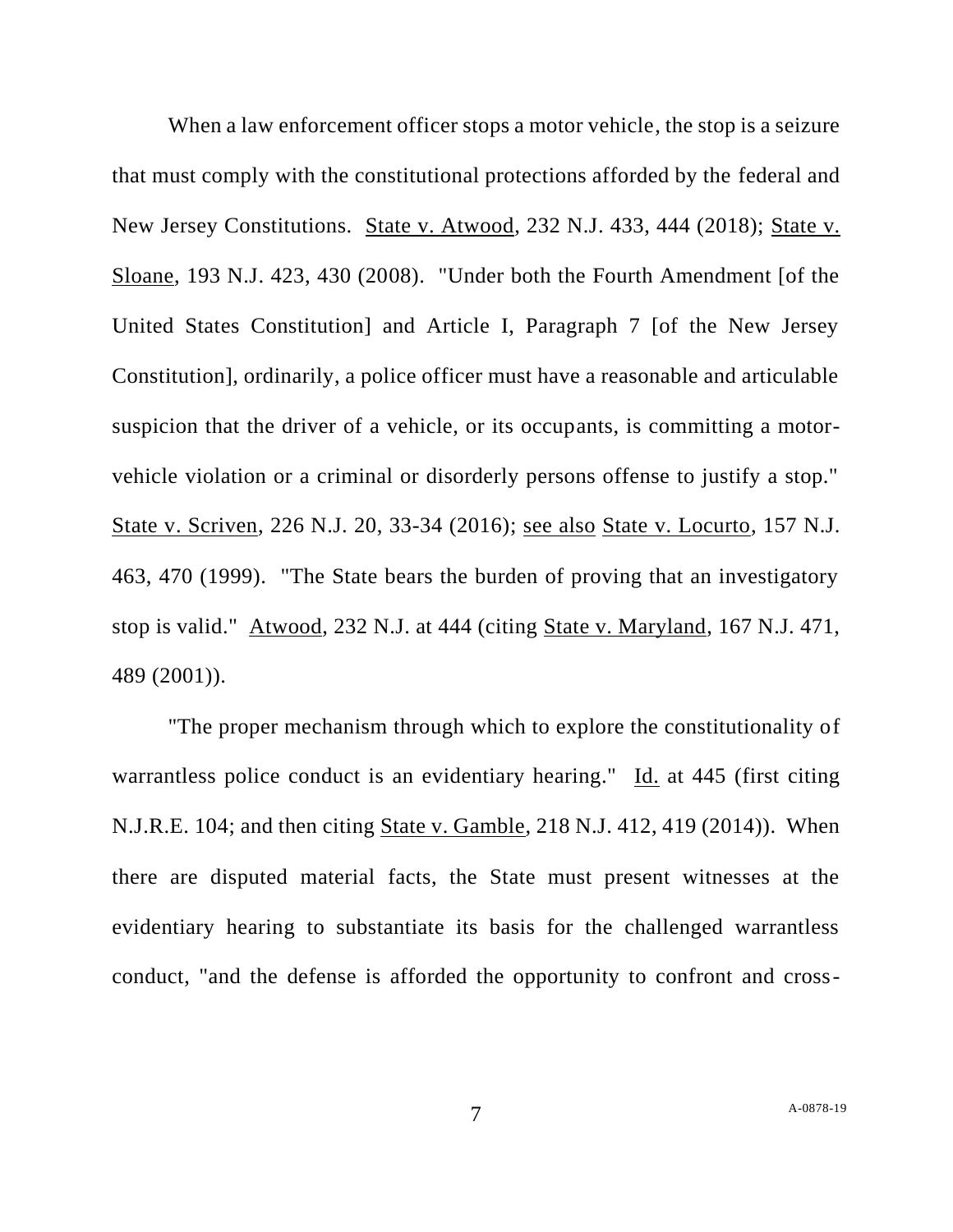When a law enforcement officer stops a motor vehicle, the stop is a seizure that must comply with the constitutional protections afforded by the federal and New Jersey Constitutions. State v. Atwood, 232 N.J. 433, 444 (2018); State v. Sloane, 193 N.J. 423, 430 (2008). "Under both the Fourth Amendment [of the United States Constitution] and Article I, Paragraph 7 [of the New Jersey Constitution], ordinarily, a police officer must have a reasonable and articulable suspicion that the driver of a vehicle, or its occupants, is committing a motor-vehicle violation or a criminal or disorderly persons offense to justify a stop." State v. Scriven, 226 N.J. 20, 33-34 (2016); see also State v. Locurto, 157 N.J. 463, 470 (1999). "The State bears the burden of proving that an investigatory stop is valid." Atwood, 232 N.J. at 444 (citing State v. Maryland, 167 N.J. 471, 489 (2001)).

"The proper mechanism through which to explore the constitutionality of warrantless police conduct is an evidentiary hearing." Id. at 445 (first citing N.J.R.E. 104; and then citing State v. Gamble, 218 N.J. 412, 419 (2014)). When there are disputed material facts, the State must present witnesses at the evidentiary hearing to substantiate its basis for the challenged warrantless conduct, "and the defense is afforded the opportunity to confront and cross-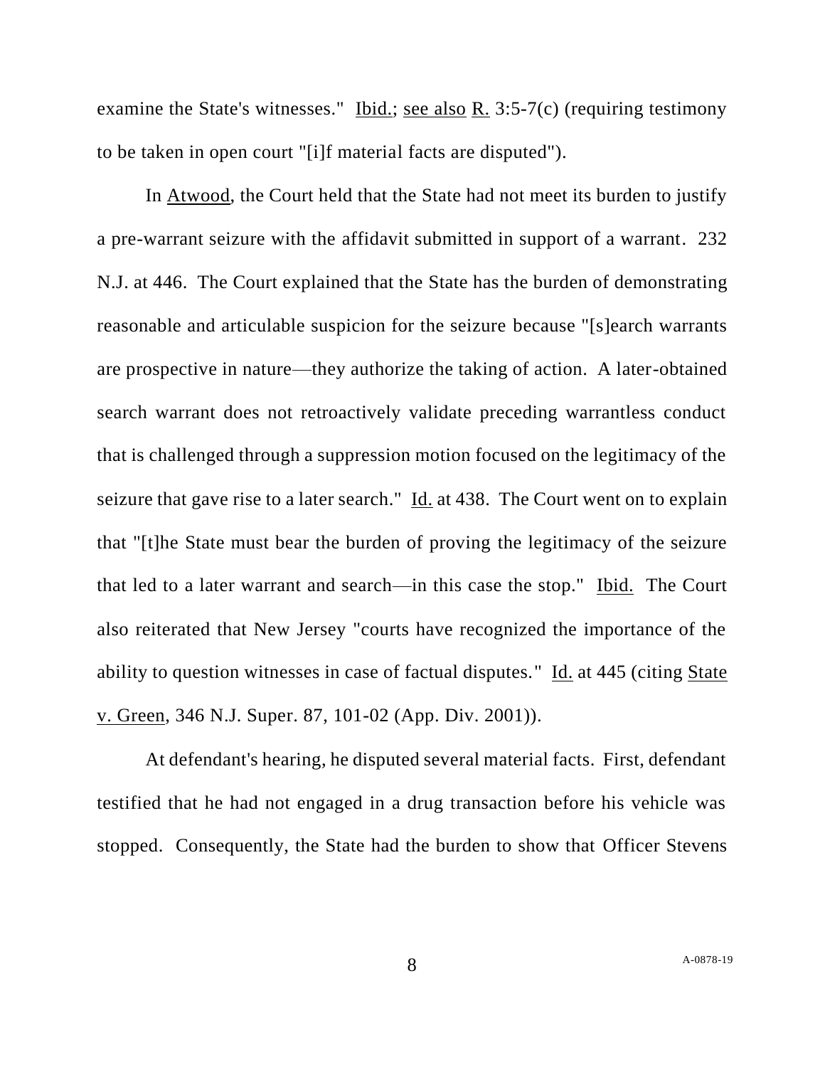examine the State's witnesses." Ibid.; see also R. 3:5-7(c) (requiring testimony to be taken in open court "[i]f material facts are disputed").

In Atwood, the Court held that the State had not meet its burden to justify a pre-warrant seizure with the affidavit submitted in support of a warrant. 232 N.J. at 446. The Court explained that the State has the burden of demonstrating reasonable and articulable suspicion for the seizure because "[s]earch warrants are prospective in nature—they authorize the taking of action. A later-obtained search warrant does not retroactively validate preceding warrantless conduct that is challenged through a suppression motion focused on the legitimacy of the seizure that gave rise to a later search." Id. at 438. The Court went on to explain that "[t]he State must bear the burden of proving the legitimacy of the seizure that led to a later warrant and search—in this case the stop." Ibid. The Court also reiterated that New Jersey "courts have recognized the importance of the ability to question witnesses in case of factual disputes." Id. at 445 (citing State v. Green, 346 N.J. Super. 87, 101-02 (App. Div. 2001)).

At defendant's hearing, he disputed several material facts. First, defendant testified that he had not engaged in a drug transaction before his vehicle was stopped. Consequently, the State had the burden to show that Officer Stevens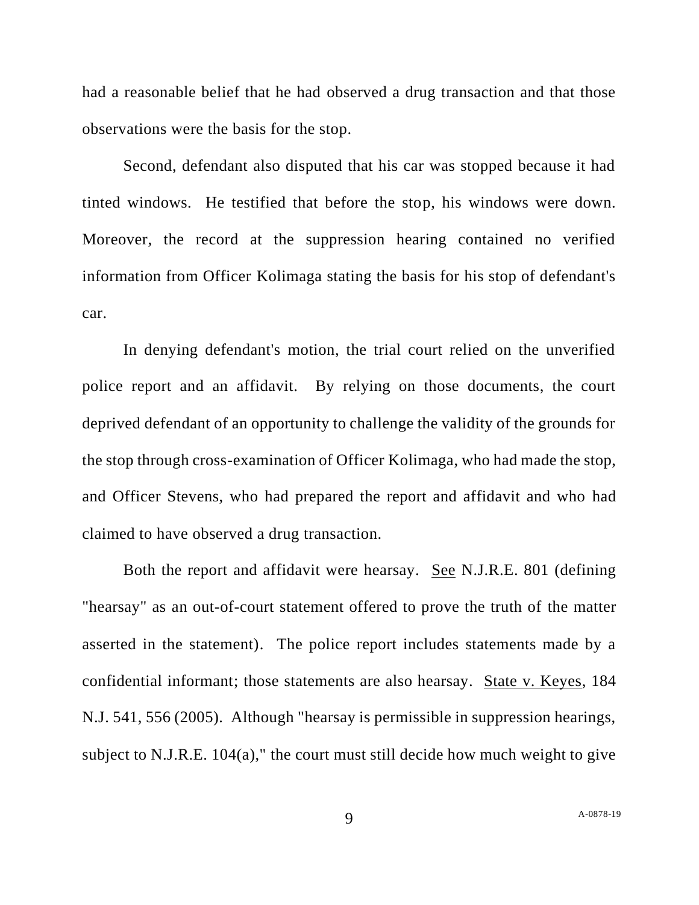had a reasonable belief that he had observed a drug transaction and that those observations were the basis for the stop.

Second, defendant also disputed that his car was stopped because it had tinted windows. He testified that before the stop, his windows were down. Moreover, the record at the suppression hearing contained no verified information from Officer Kolimaga stating the basis for his stop of defendant's car.

In denying defendant's motion, the trial court relied on the unverified police report and an affidavit. By relying on those documents, the court deprived defendant of an opportunity to challenge the validity of the grounds for the stop through cross-examination of Officer Kolimaga, who had made the stop, and Officer Stevens, who had prepared the report and affidavit and who had claimed to have observed a drug transaction.

Both the report and affidavit were hearsay. See N.J.R.E. 801 (defining "hearsay" as an out-of-court statement offered to prove the truth of the matter asserted in the statement). The police report includes statements made by a confidential informant; those statements are also hearsay. State v. Keyes, 184 N.J. 541, 556 (2005). Although "hearsay is permissible in suppression hearings, subject to N.J.R.E. 104(a)," the court must still decide how much weight to give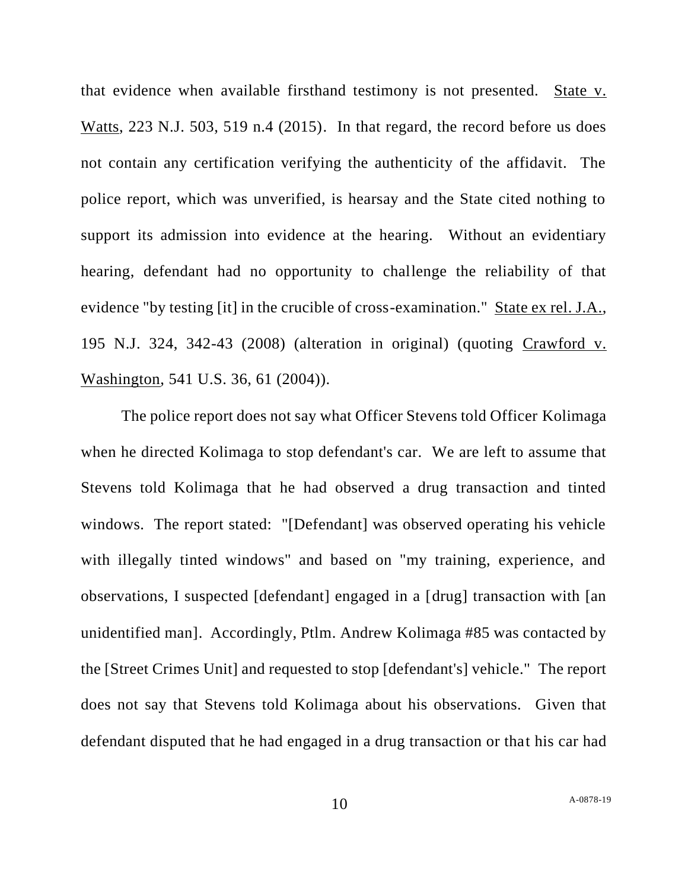that evidence when available firsthand testimony is not presented. State v. Watts, 223 N.J. 503, 519 n.4 (2015). In that regard, the record before us does not contain any certification verifying the authenticity of the affidavit. The police report, which was unverified, is hearsay and the State cited nothing to support its admission into evidence at the hearing. Without an evidentiary hearing, defendant had no opportunity to challenge the reliability of that evidence "by testing [it] in the crucible of cross-examination." State ex rel. J.A., 195 N.J. 324, 342-43 (2008) (alteration in original) (quoting Crawford v. Washington, 541 U.S. 36, 61 (2004)).

The police report does not say what Officer Stevens told Officer Kolimaga when he directed Kolimaga to stop defendant's car. We are left to assume that Stevens told Kolimaga that he had observed a drug transaction and tinted windows. The report stated: "[Defendant] was observed operating his vehicle with illegally tinted windows" and based on "my training, experience, and observations, I suspected [defendant] engaged in a [drug] transaction with [an unidentified man]. Accordingly, Ptlm. Andrew Kolimaga #85 was contacted by the [Street Crimes Unit] and requested to stop [defendant's] vehicle." The report does not say that Stevens told Kolimaga about his observations. Given that defendant disputed that he had engaged in a drug transaction or that his car had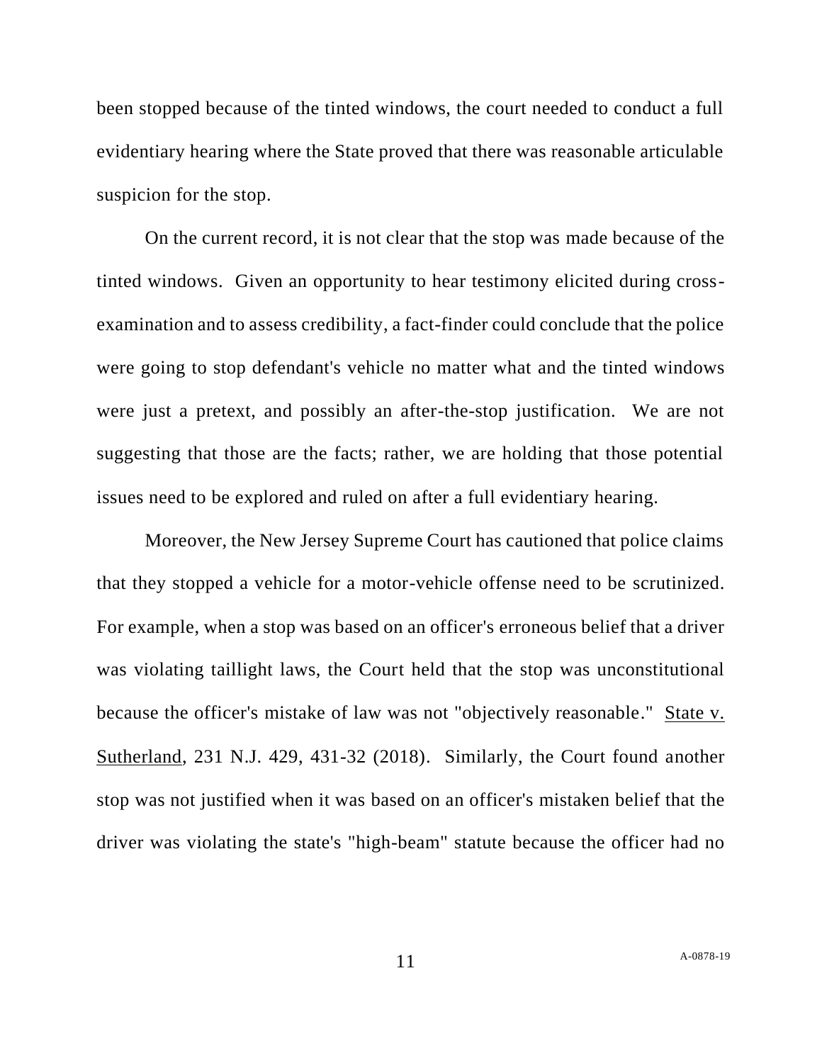been stopped because of the tinted windows, the court needed to conduct a full evidentiary hearing where the State proved that there was reasonable articulable suspicion for the stop.

On the current record, it is not clear that the stop was made because of the tinted windows. Given an opportunity to hear testimony elicited during cross-examination and to assess credibility, a fact-finder could conclude that the police were going to stop defendant's vehicle no matter what and the tinted windows were just a pretext, and possibly an after-the-stop justification. We are not suggesting that those are the facts; rather, we are holding that those potential issues need to be explored and ruled on after a full evidentiary hearing.

Moreover, the New Jersey Supreme Court has cautioned that police claims that they stopped a vehicle for a motor-vehicle offense need to be scrutinized. For example, when a stop was based on an officer's erroneous belief that a driver was violating taillight laws, the Court held that the stop was unconstitutional because the officer's mistake of law was not "objectively reasonable." State v. Sutherland, 231 N.J. 429, 431-32 (2018). Similarly, the Court found another stop was not justified when it was based on an officer's mistaken belief that the driver was violating the state's "high-beam" statute because the officer had no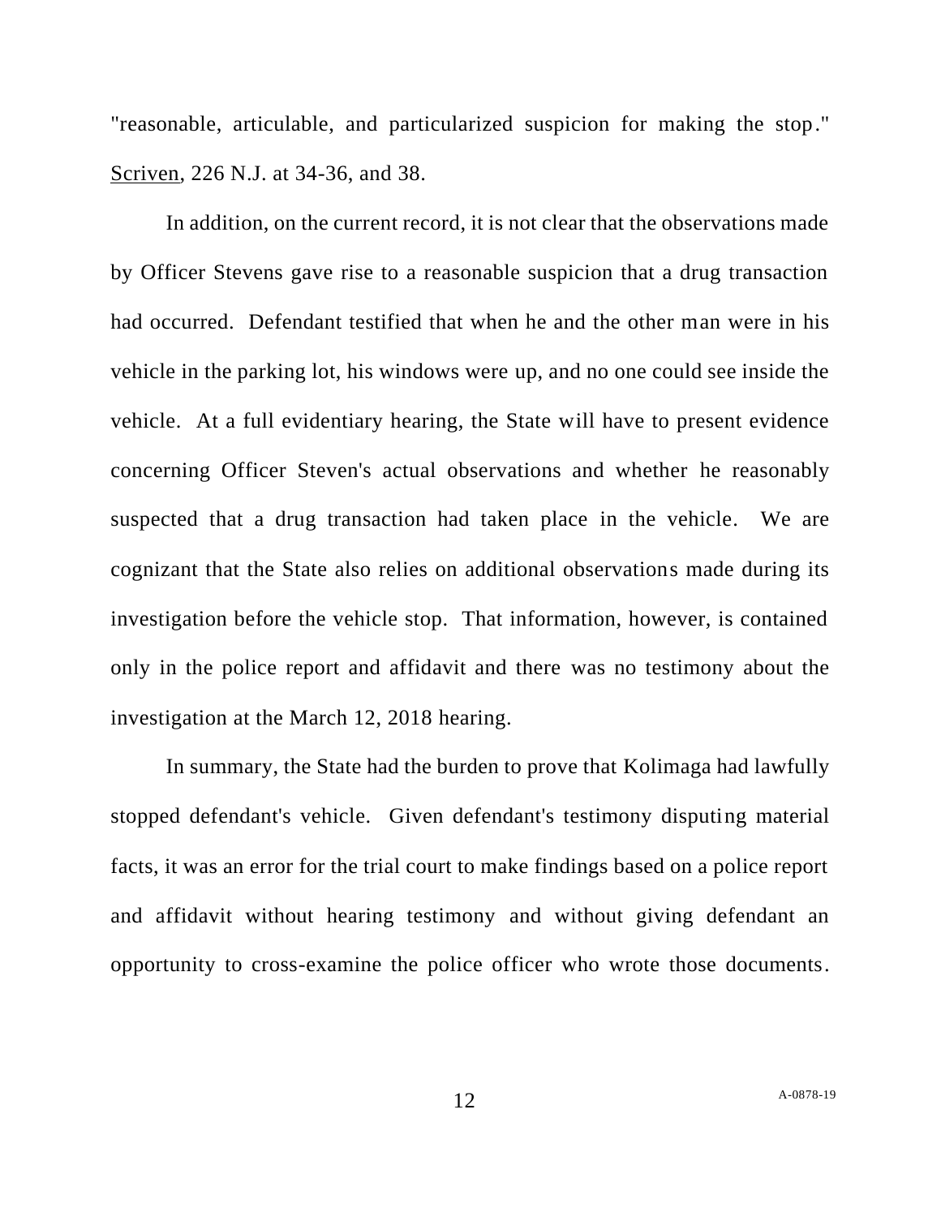"reasonable, articulable, and particularized suspicion for making the stop." Scriven, 226 N.J. at 34-36, and 38.

In addition, on the current record, it is not clear that the observations made by Officer Stevens gave rise to a reasonable suspicion that a drug transaction had occurred. Defendant testified that when he and the other man were in his vehicle in the parking lot, his windows were up, and no one could see inside the vehicle. At a full evidentiary hearing, the State will have to present evidence concerning Officer Steven's actual observations and whether he reasonably suspected that a drug transaction had taken place in the vehicle. We are cognizant that the State also relies on additional observations made during its investigation before the vehicle stop. That information, however, is contained only in the police report and affidavit and there was no testimony about the investigation at the March 12, 2018 hearing.

In summary, the State had the burden to prove that Kolimaga had lawfully stopped defendant's vehicle. Given defendant's testimony disputing material facts, it was an error for the trial court to make findings based on a police report and affidavit without hearing testimony and without giving defendant an opportunity to cross-examine the police officer who wrote those documents.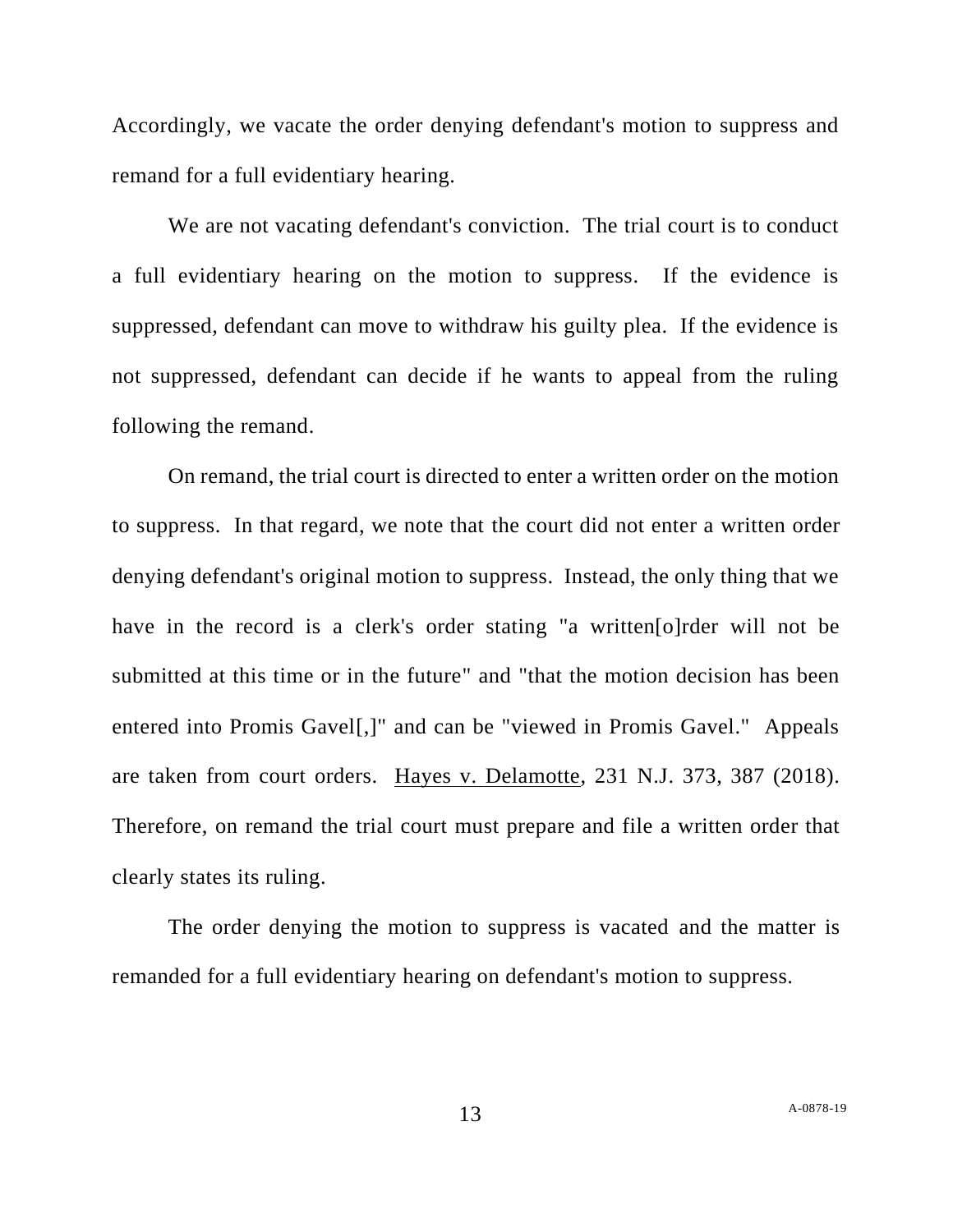Accordingly, we vacate the order denying defendant's motion to suppress and remand for a full evidentiary hearing.

We are not vacating defendant's conviction. The trial court is to conduct a full evidentiary hearing on the motion to suppress. If the evidence is suppressed, defendant can move to withdraw his guilty plea. If the evidence is not suppressed, defendant can decide if he wants to appeal from the ruling following the remand.

On remand, the trial court is directed to enter a written order on the motion to suppress. In that regard, we note that the court did not enter a written order denying defendant's original motion to suppress. Instead, the only thing that we have in the record is a clerk's order stating "a written[o]rder will not be submitted at this time or in the future" and "that the motion decision has been entered into Promis Gavel[,]" and can be "viewed in Promis Gavel." Appeals are taken from court orders. Hayes v. Delamotte, 231 N.J. 373, 387 (2018). Therefore, on remand the trial court must prepare and file a written order that clearly states its ruling.

The order denying the motion to suppress is vacated and the matter is remanded for a full evidentiary hearing on defendant's motion to suppress.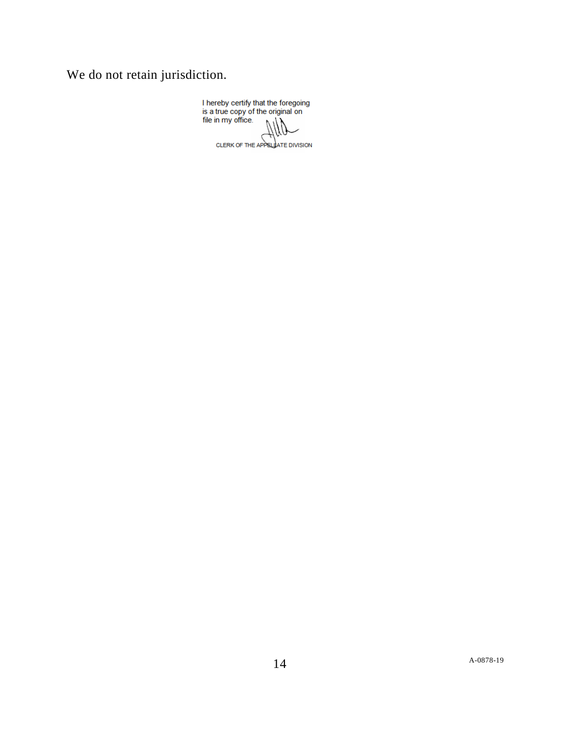We do not retain jurisdiction.

I hereby certify that the foregoing is a true copy of the original on file in my office.

CLERK OF THE APPELLATE DIVISION